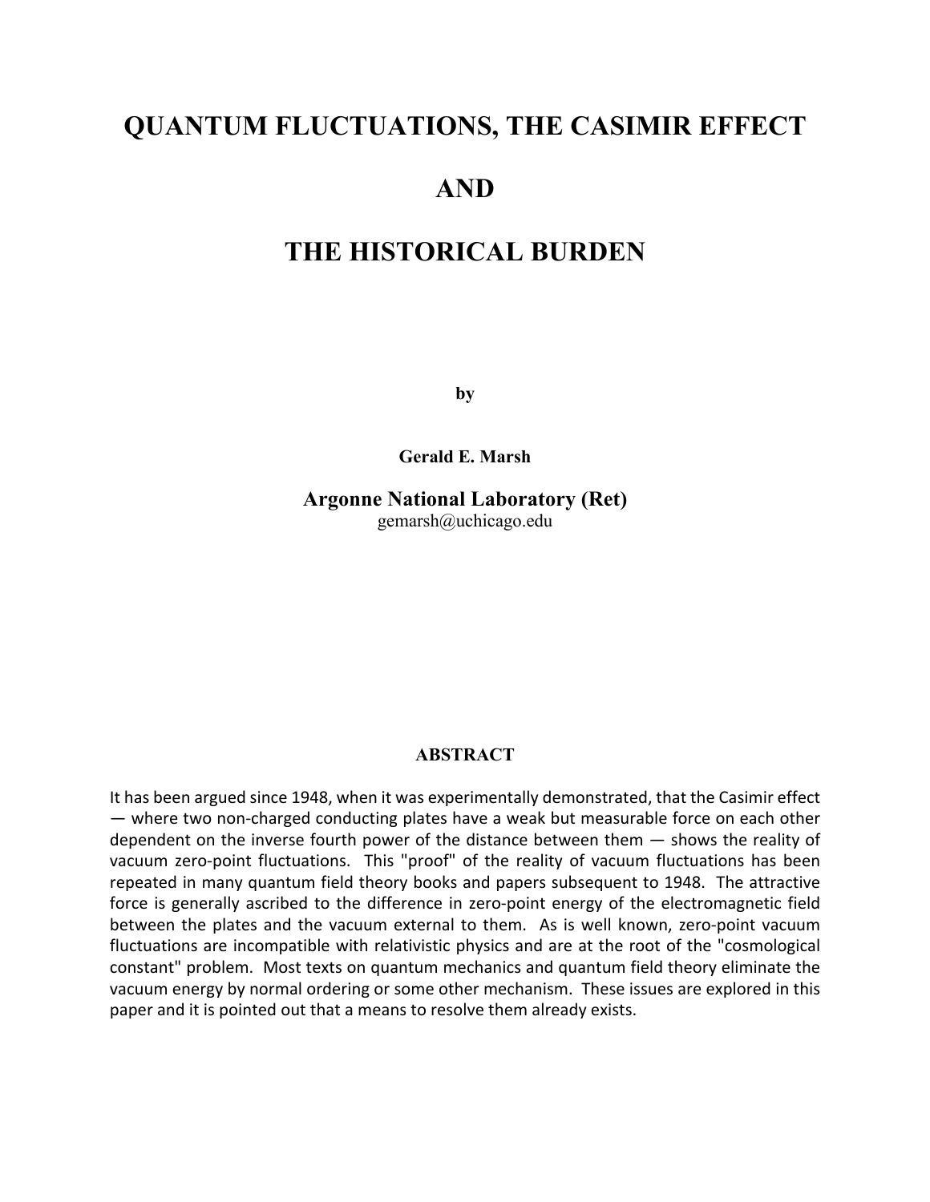# QUANTUM FLUCTUATIONS, THE CASIMIR EFFECT

# AND

# THE HISTORICAL BURDEN

**by**

**Gerald E. Marsh**

**Argonne National Laboratory (Ret)**
gemarsh@uchicago.edu

## ABSTRACT

It has been argued since 1948, when it was experimentally demonstrated, that the Casimir effect — where two non-charged conducting plates have a weak but measurable force on each other dependent on the inverse fourth power of the distance between them — shows the reality of vacuum zero-point fluctuations. This "proof" of the reality of vacuum fluctuations has been repeated in many quantum field theory books and papers subsequent to 1948. The attractive force is generally ascribed to the difference in zero-point energy of the electromagnetic field between the plates and the vacuum external to them. As is well known, zero-point vacuum fluctuations are incompatible with relativistic physics and are at the root of the "cosmological constant" problem. Most texts on quantum mechanics and quantum field theory eliminate the vacuum energy by normal ordering or some other mechanism. These issues are explored in this paper and it is pointed out that a means to resolve them already exists.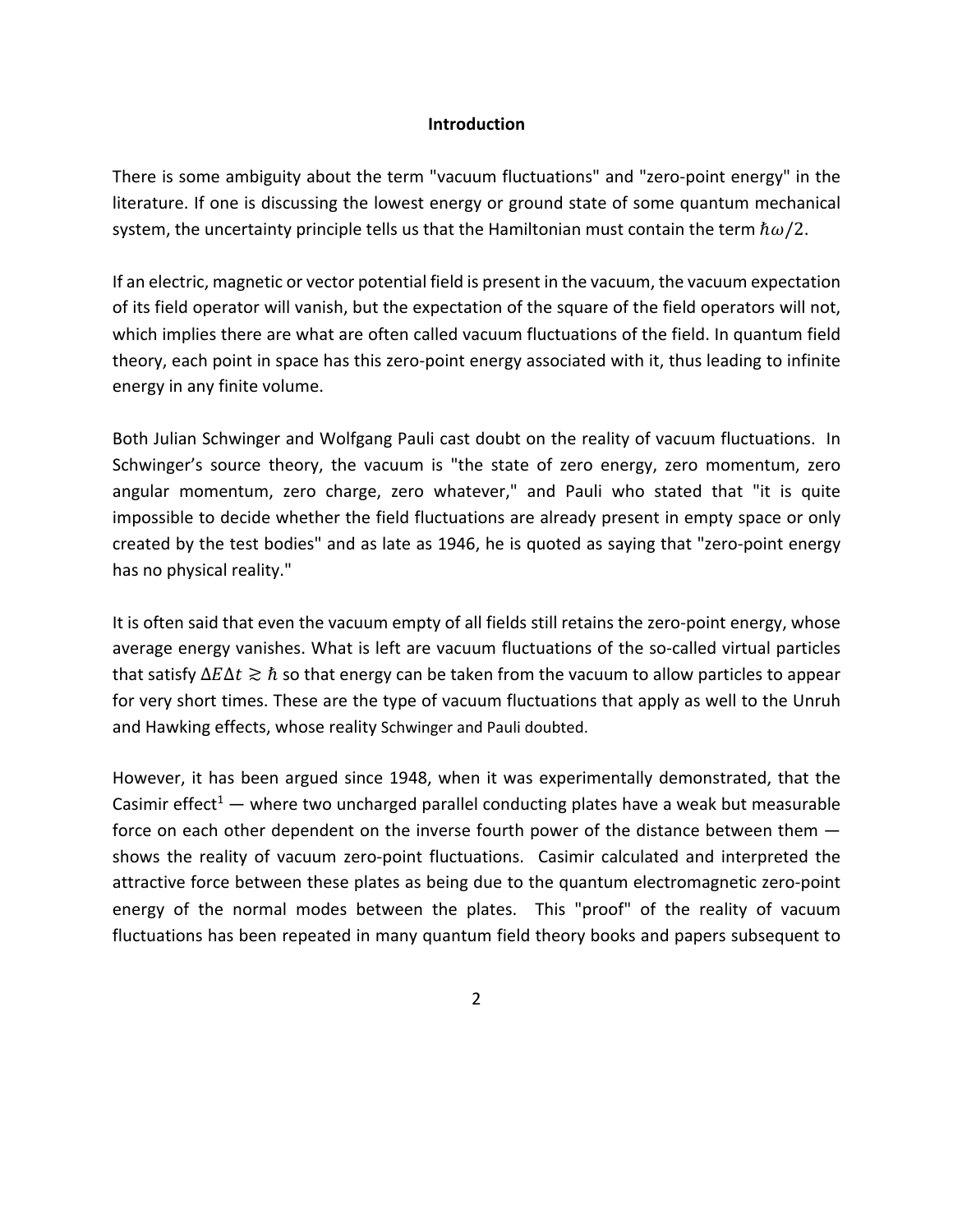## Introduction

There is some ambiguity about the term "vacuum fluctuations" and "zero-point energy" in the literature. If one is discussing the lowest energy or ground state of some quantum mechanical system, the uncertainty principle tells us that the Hamiltonian must contain the term $\hbar\omega/2$.

If an electric, magnetic or vector potential field is present in the vacuum, the vacuum expectation of its field operator will vanish, but the expectation of the square of the field operators will not, which implies there are what are often called vacuum fluctuations of the field. In quantum field theory, each point in space has this zero-point energy associated with it, thus leading to infinite energy in any finite volume.

Both Julian Schwinger and Wolfgang Pauli cast doubt on the reality of vacuum fluctuations. In Schwinger's source theory, the vacuum is "the state of zero energy, zero momentum, zero angular momentum, zero charge, zero whatever," and Pauli who stated that "it is quite impossible to decide whether the field fluctuations are already present in empty space or only created by the test bodies" and as late as 1946, he is quoted as saying that "zero-point energy has no physical reality."

It is often said that even the vacuum empty of all fields still retains the zero-point energy, whose average energy vanishes. What is left are vacuum fluctuations of the so-called virtual particles that satisfy $\Delta E \Delta t \gtrsim \hbar$ so that energy can be taken from the vacuum to allow particles to appear for very short times. These are the type of vacuum fluctuations that apply as well to the Unruh and Hawking effects, whose reality Schwinger and Pauli doubted.

However, it has been argued since 1948, when it was experimentally demonstrated, that the Casimir effect[1] — where two uncharged parallel conducting plates have a weak but measurable force on each other dependent on the inverse fourth power of the distance between them — shows the reality of vacuum zero-point fluctuations. Casimir calculated and interpreted the attractive force between these plates as being due to the quantum electromagnetic zero-point energy of the normal modes between the plates. This "proof" of the reality of vacuum fluctuations has been repeated in many quantum field theory books and papers subsequent to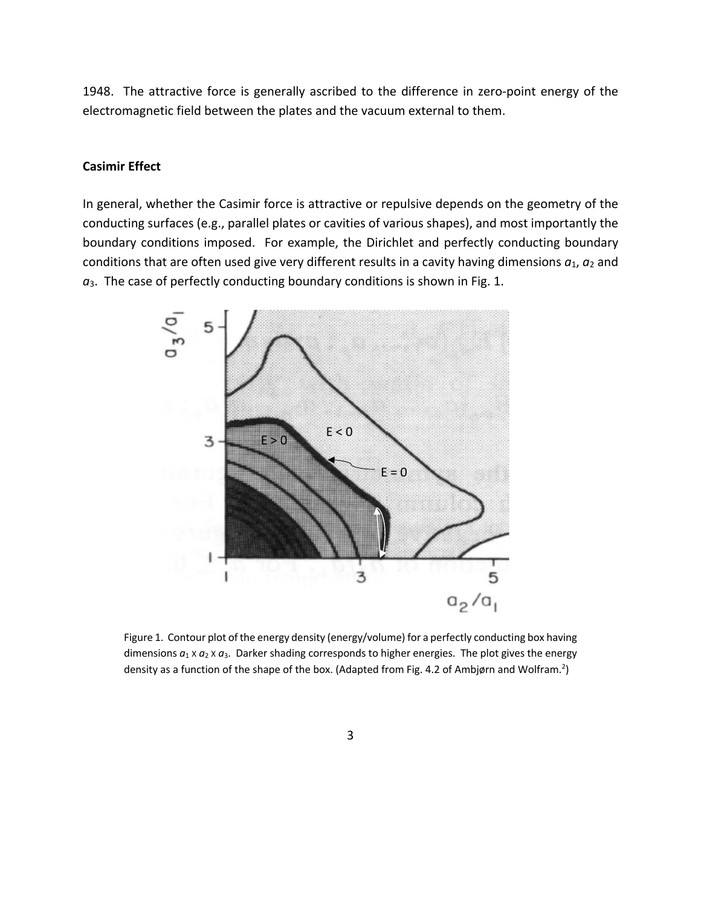1948. The attractive force is generally ascribed to the difference in zero-point energy of the electromagnetic field between the plates and the vacuum external to them.

**Casimir Effect**

In general, whether the Casimir force is attractive or repulsive depends on the geometry of the conducting surfaces (e.g., parallel plates or cavities of various shapes), and most importantly the boundary conditions imposed. For example, the Dirichlet and perfectly conducting boundary conditions that are often used give very different results in a cavity having dimensions $a_1$, $a_2$ and $a_3$. The case of perfectly conducting boundary conditions is shown in Fig. 1.

Figure 1. Contour plot of the energy density (energy/volume) for a perfectly conducting box having dimensions $a_1 \times a_2 \times a_3$. Darker shading corresponds to higher energies. The plot gives the energy density as a function of the shape of the box. (Adapted from Fig. 4.2 of Ambjørn and Wolfram.[2])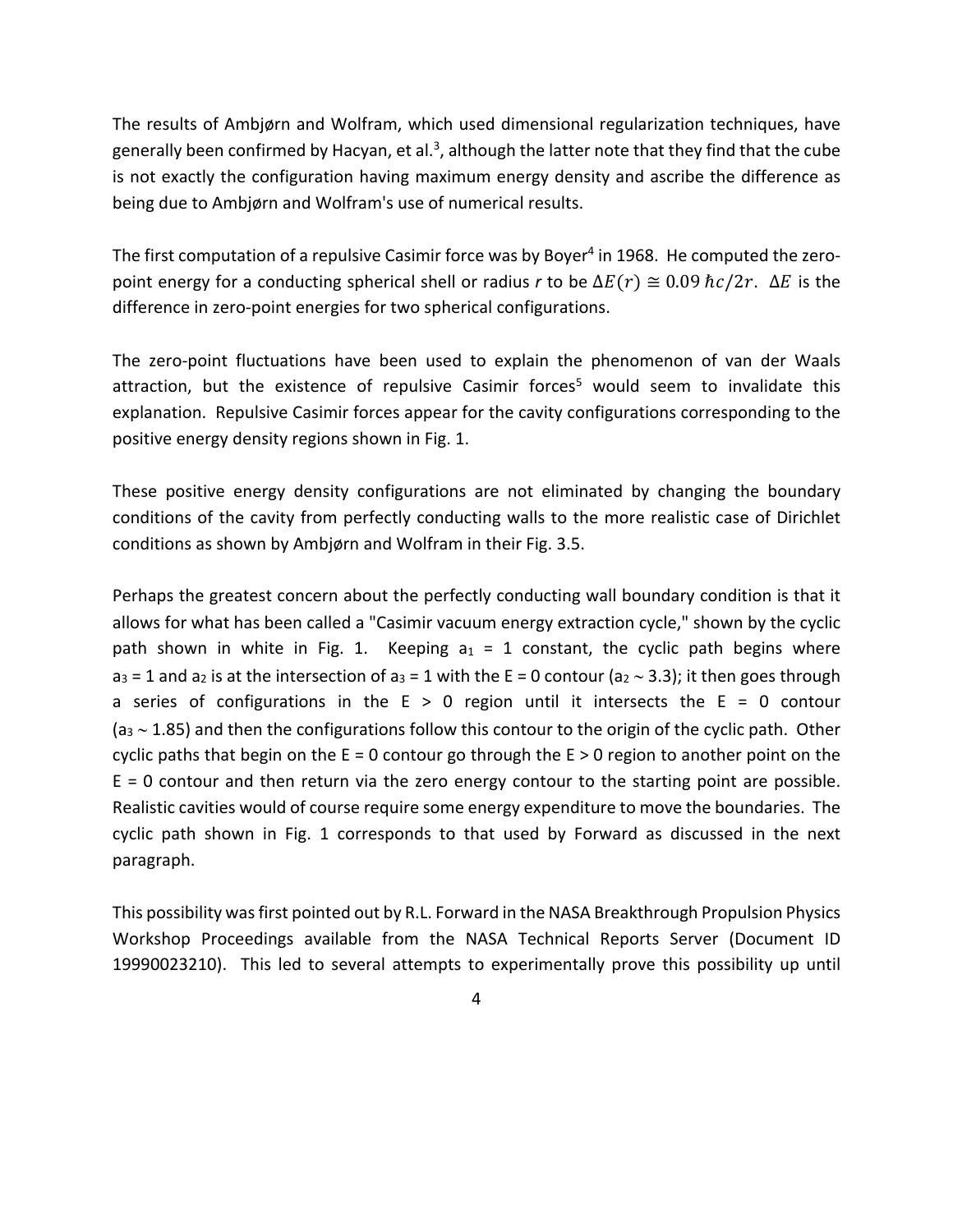The results of Ambjørn and Wolfram, which used dimensional regularization techniques, have generally been confirmed by Hacyan, et al.[3], although the latter note that they find that the cube is not exactly the configuration having maximum energy density and ascribe the difference as being due to Ambjørn and Wolfram's use of numerical results.

The first computation of a repulsive Casimir force was by Boyer[4] in 1968. He computed the zero-point energy for a conducting spherical shell or radius *r* to be $\Delta E(r) \cong 0.09\, \hbar c/2r$. $\Delta E$ is the difference in zero-point energies for two spherical configurations.

The zero-point fluctuations have been used to explain the phenomenon of van der Waals attraction, but the existence of repulsive Casimir forces[5] would seem to invalidate this explanation. Repulsive Casimir forces appear for the cavity configurations corresponding to the positive energy density regions shown in Fig. 1.

These positive energy density configurations are not eliminated by changing the boundary conditions of the cavity from perfectly conducting walls to the more realistic case of Dirichlet conditions as shown by Ambjørn and Wolfram in their Fig. 3.5.

Perhaps the greatest concern about the perfectly conducting wall boundary condition is that it allows for what has been called a "Casimir vacuum energy extraction cycle," shown by the cyclic path shown in white in Fig. 1. Keeping $a_1 = 1$ constant, the cyclic path begins where $a_3 = 1$ and $a_2$ is at the intersection of $a_3 = 1$ with the $E = 0$ contour ($a_2 \sim 3.3$); it then goes through a series of configurations in the $E > 0$ region until it intersects the $E = 0$ contour ($a_3 \sim 1.85$) and then the configurations follow this contour to the origin of the cyclic path. Other cyclic paths that begin on the $E = 0$ contour go through the $E > 0$ region to another point on the $E = 0$ contour and then return via the zero energy contour to the starting point are possible. Realistic cavities would of course require some energy expenditure to move the boundaries. The cyclic path shown in Fig. 1 corresponds to that used by Forward as discussed in the next paragraph.

This possibility was first pointed out by R.L. Forward in the NASA Breakthrough Propulsion Physics Workshop Proceedings available from the NASA Technical Reports Server (Document ID 19990023210). This led to several attempts to experimentally prove this possibility up until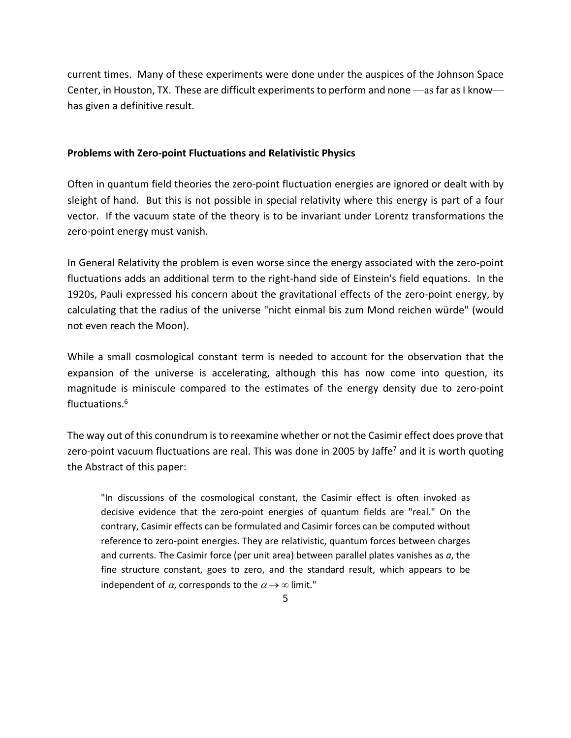current times. Many of these experiments were done under the auspices of the Johnson Space Center, in Houston, TX. These are difficult experiments to perform and none —as far as I know— has given a definitive result.

**Problems with Zero-point Fluctuations and Relativistic Physics**

Often in quantum field theories the zero-point fluctuation energies are ignored or dealt with by sleight of hand. But this is not possible in special relativity where this energy is part of a four vector. If the vacuum state of the theory is to be invariant under Lorentz transformations the zero-point energy must vanish.

In General Relativity the problem is even worse since the energy associated with the zero-point fluctuations adds an additional term to the right-hand side of Einstein's field equations. In the 1920s, Pauli expressed his concern about the gravitational effects of the zero-point energy, by calculating that the radius of the universe "nicht einmal bis zum Mond reichen würde" (would not even reach the Moon).

While a small cosmological constant term is needed to account for the observation that the expansion of the universe is accelerating, although this has now come into question, its magnitude is miniscule compared to the estimates of the energy density due to zero-point fluctuations.[6]

The way out of this conundrum is to reexamine whether or not the Casimir effect does prove that zero-point vacuum fluctuations are real. This was done in 2005 by Jaffe[7] and it is worth quoting the Abstract of this paper:

> "In discussions of the cosmological constant, the Casimir effect is often invoked as decisive evidence that the zero-point energies of quantum fields are "real." On the contrary, Casimir effects can be formulated and Casimir forces can be computed without reference to zero-point energies. They are relativistic, quantum forces between charges and currents. The Casimir force (per unit area) between parallel plates vanishes as $\alpha$, the fine structure constant, goes to zero, and the standard result, which appears to be independent of $\alpha$, corresponds to the $\alpha \to \infty$ limit."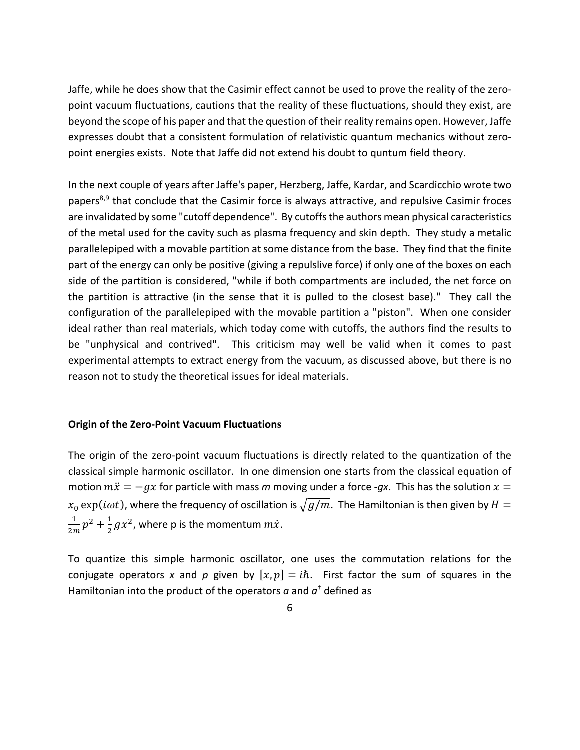Jaffe, while he does show that the Casimir effect cannot be used to prove the reality of the zero-point vacuum fluctuations, cautions that the reality of these fluctuations, should they exist, are beyond the scope of his paper and that the question of their reality remains open. However, Jaffe expresses doubt that a consistent formulation of relativistic quantum mechanics without zero-point energies exists. Note that Jaffe did not extend his doubt to quntum field theory.

In the next couple of years after Jaffe's paper, Herzberg, Jaffe, Kardar, and Scardicchio wrote two papers[8,9] that conclude that the Casimir force is always attractive, and repulsive Casimir froces are invalidated by some "cutoff dependence". By cutoffs the authors mean physical caracteristics of the metal used for the cavity such as plasma frequency and skin depth. They study a metalic parallelepiped with a movable partition at some distance from the base. They find that the finite part of the energy can only be positive (giving a repulslive force) if only one of the boxes on each side of the partition is considered, "while if both compartments are included, the net force on the partition is attractive (in the sense that it is pulled to the closest base)." They call the configuration of the parallelepiped with the movable partition a "piston". When one consider ideal rather than real materials, which today come with cutoffs, the authors find the results to be "unphysical and contrived". This criticism may well be valid when it comes to past experimental attempts to extract energy from the vacuum, as discussed above, but there is no reason not to study the theoretical issues for ideal materials.

**Origin of the Zero-Point Vacuum Fluctuations**

The origin of the zero-point vacuum fluctuations is directly related to the quantization of the classical simple harmonic oscillator. In one dimension one starts from the classical equation of motion $m\ddot{x} = -gx$ for particle with mass *m* moving under a force *-gx*. This has the solution $x = x_0 \exp(i\omega t)$, where the frequency of oscillation is $\sqrt{g/m}$. The Hamiltonian is then given by $H = \frac{1}{2m}p^2 + \frac{1}{2}gx^2$, where p is the momentum $m\dot{x}$.

To quantize this simple harmonic oscillator, one uses the commutation relations for the conjugate operators *x* and *p* given by $[x, p] = i\hbar$. First factor the sum of squares in the Hamiltonian into the product of the operators ***a*** and $a^{\dagger}$ defined as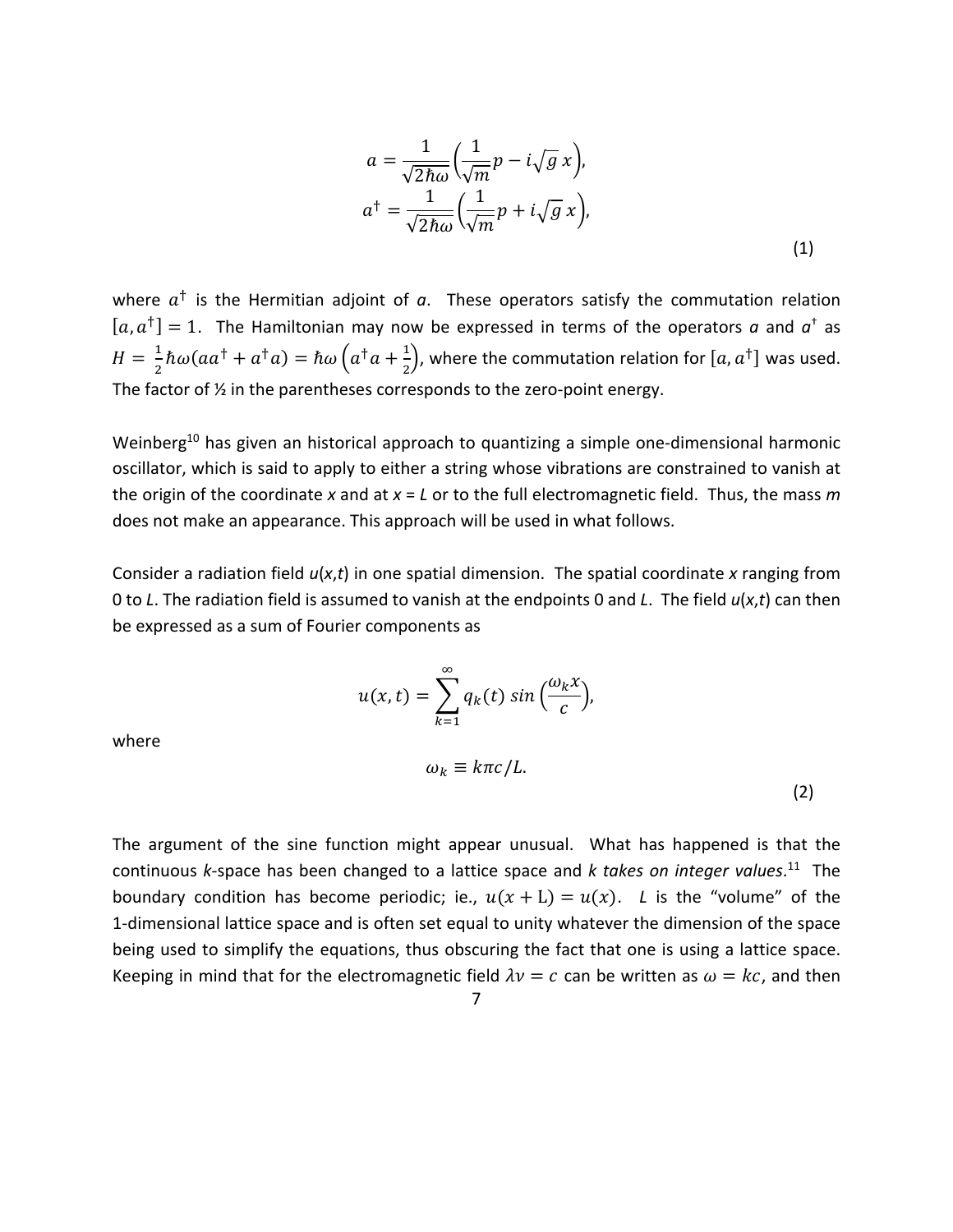$$
a = \frac{1}{\sqrt{2\hbar\omega}}\left(\frac{1}{\sqrt{m}}p - i\sqrt{g}\,x\right),
$$
$$
a^{\dagger} = \frac{1}{\sqrt{2\hbar\omega}}\left(\frac{1}{\sqrt{m}}p + i\sqrt{g}\,x\right),
$$
(1)

where $a^{\dagger}$ is the Hermitian adjoint of $a$. These operators satisfy the commutation relation $[a, a^{\dagger}] = 1$. The Hamiltonian may now be expressed in terms of the operators $a$ and $a^{\dagger}$ as $H = \frac{1}{2}\hbar\omega(aa^{\dagger} + a^{\dagger}a) = \hbar\omega\left(a^{\dagger}a + \frac{1}{2}\right)$, where the commutation relation for $[a, a^{\dagger}]$ was used. The factor of ½ in the parentheses corresponds to the zero-point energy.

Weinberg[10] has given an historical approach to quantizing a simple one-dimensional harmonic oscillator, which is said to apply to either a string whose vibrations are constrained to vanish at the origin of the coordinate $x$ and at $x = L$ or to the full electromagnetic field. Thus, the mass $m$ does not make an appearance. This approach will be used in what follows.

Consider a radiation field $u(x,t)$ in one spatial dimension. The spatial coordinate $x$ ranging from 0 to $L$. The radiation field is assumed to vanish at the endpoints 0 and $L$. The field $u(x,t)$ can then be expressed as a sum of Fourier components as

$$
u(x,t) = \sum_{k=1}^{\infty} q_k(t)\, sin\left(\frac{\omega_k x}{c}\right),
$$

where

$$
\omega_k \equiv k\pi c/L.
$$
(2)

The argument of the sine function might appear unusual. What has happened is that the continuous $k$-space has been changed to a lattice space and *k takes on integer values*.[11] The boundary condition has become periodic; ie., $u(x + \mathrm{L}) = u(x)$. $L$ is the "volume" of the 1-dimensional lattice space and is often set equal to unity whatever the dimension of the space being used to simplify the equations, thus obscuring the fact that one is using a lattice space. Keeping in mind that for the electromagnetic field $\lambda\nu = c$ can be written as $\omega = kc$, and then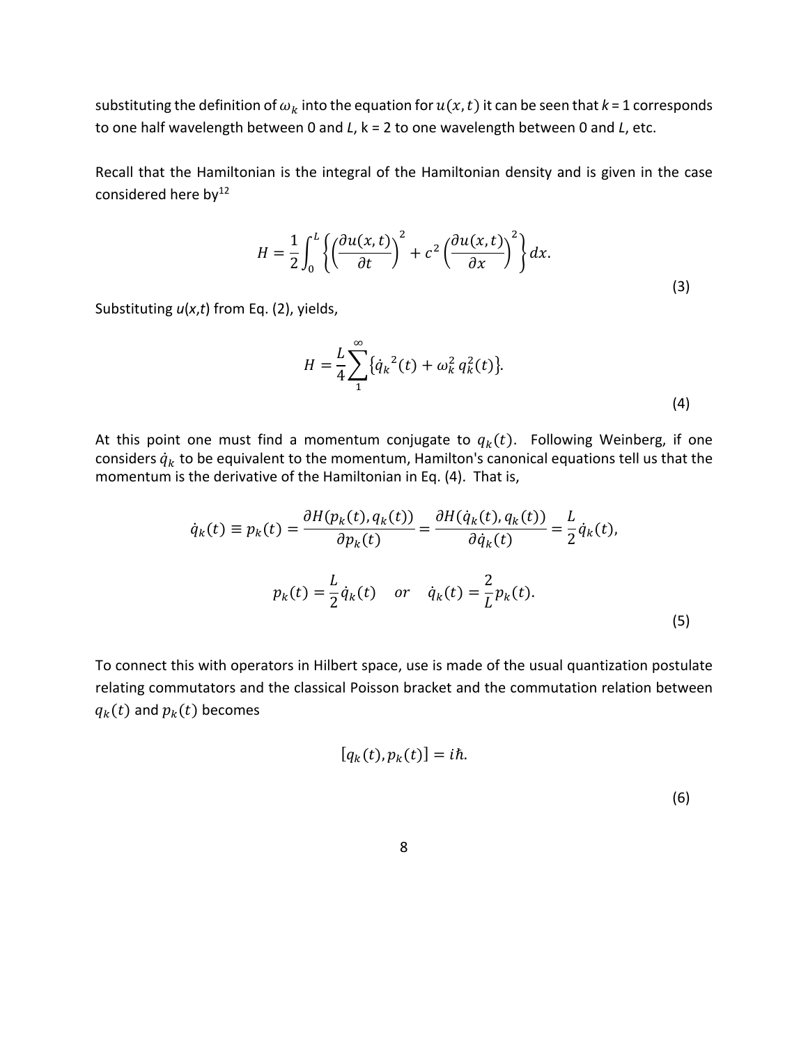substituting the definition of $\omega_k$ into the equation for $u(x,t)$ it can be seen that $k$ = 1 corresponds to one half wavelength between 0 and $L$, k = 2 to one wavelength between 0 and $L$, etc.

Recall that the Hamiltonian is the integral of the Hamiltonian density and is given in the case considered here by[12]

$$H = \frac{1}{2}\int_0^L \left\{ \left(\frac{\partial u(x,t)}{\partial t}\right)^2 + c^2 \left(\frac{\partial u(x,t)}{\partial x}\right)^2 \right\} dx. \tag{3}$$

Substituting $u(x,t)$ from Eq. (2), yields,

$$H = \frac{L}{4}\sum_1^\infty \{\dot{q}_k{}^2(t) + \omega_k^2\, q_k^2(t)\}. \tag{4}$$

At this point one must find a momentum conjugate to $q_k(t)$. Following Weinberg, if one considers $\dot{q}_k$ to be equivalent to the momentum, Hamilton's canonical equations tell us that the momentum is the derivative of the Hamiltonian in Eq. (4). That is,

$$\dot{q}_k(t) \equiv p_k(t) = \frac{\partial H(p_k(t), q_k(t))}{\partial p_k(t)} = \frac{\partial H(\dot{q}_k(t), q_k(t))}{\partial \dot{q}_k(t)} = \frac{L}{2}\dot{q}_k(t),$$

$$p_k(t) = \frac{L}{2}\dot{q}_k(t) \quad or \quad \dot{q}_k(t) = \frac{2}{L}p_k(t). \tag{5}$$

To connect this with operators in Hilbert space, use is made of the usual quantization postulate relating commutators and the classical Poisson bracket and the commutation relation between $q_k(t)$ and $p_k(t)$ becomes

$$[q_k(t), p_k(t)] = i\hbar. \tag{6}$$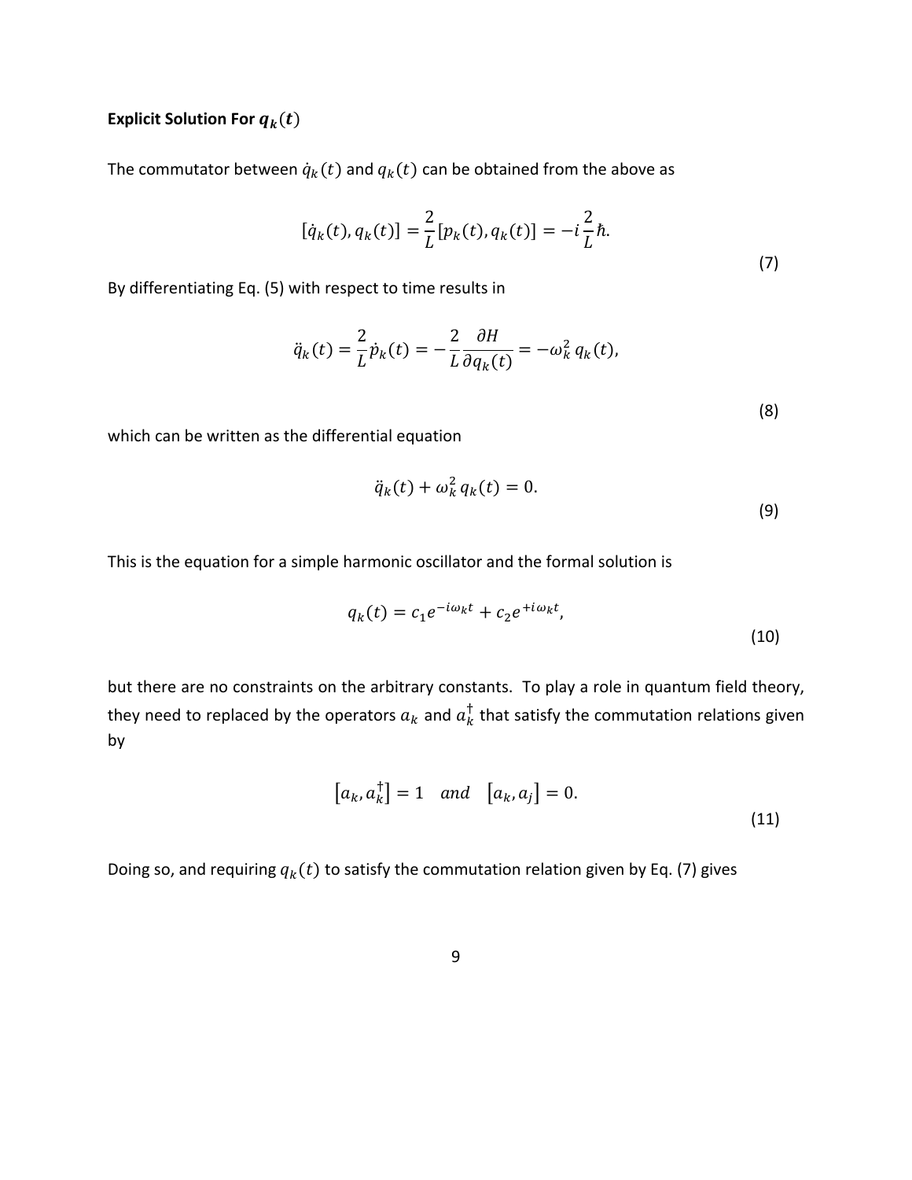### Explicit Solution For $q_k(t)$

The commutator between $\dot{q}_k(t)$ and $q_k(t)$ can be obtained from the above as

$$[\dot{q}_k(t), q_k(t)] = \frac{2}{L}[p_k(t), q_k(t)] = -i\frac{2}{L}\hbar. \tag{7}$$

By differentiating Eq. (5) with respect to time results in

$$\ddot{q}_k(t) = \frac{2}{L}\dot{p}_k(t) = -\frac{2}{L}\frac{\partial H}{\partial q_k(t)} = -\omega_k^2\, q_k(t), \tag{8}$$

which can be written as the differential equation

$$\ddot{q}_k(t) + \omega_k^2\, q_k(t) = 0. \tag{9}$$

This is the equation for a simple harmonic oscillator and the formal solution is

$$q_k(t) = c_1 e^{-i\omega_k t} + c_2 e^{+i\omega_k t}, \tag{10}$$

but there are no constraints on the arbitrary constants. To play a role in quantum field theory, they need to replaced by the operators $a_k$ and $a_k^\dagger$ that satisfy the commutation relations given by

$$\left[a_k, a_k^\dagger\right] = 1 \quad and \quad \left[a_k, a_j\right] = 0. \tag{11}$$

Doing so, and requiring $q_k(t)$ to satisfy the commutation relation given by Eq. (7) gives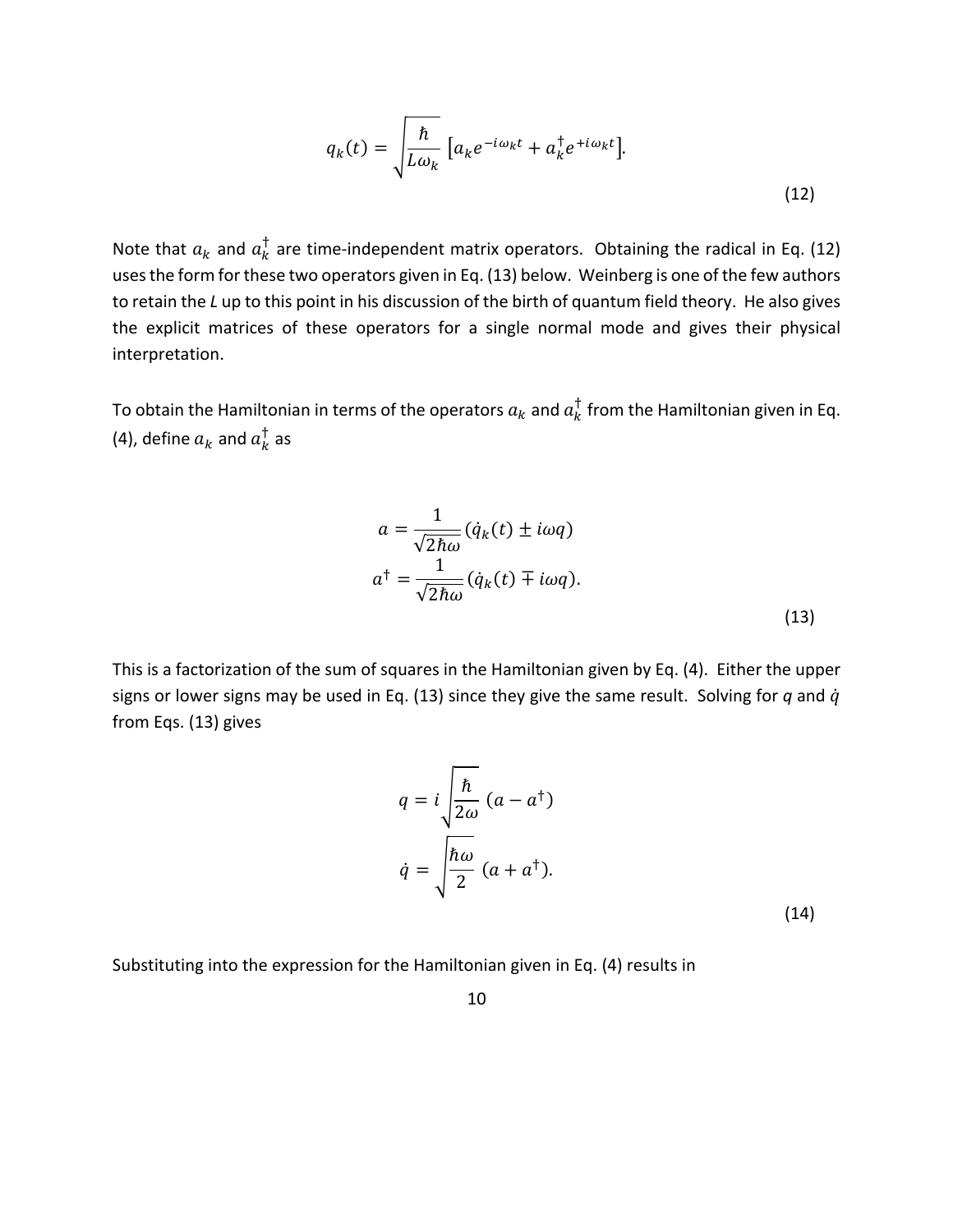$$q_k(t) = \sqrt{\frac{\hbar}{L\omega_k}}\,\left[a_k e^{-i\omega_k t} + a_k^\dagger e^{+i\omega_k t}\right]. \tag{12}$$

Note that $a_k$ and $a_k^\dagger$ are time-independent matrix operators. Obtaining the radical in Eq. (12) uses the form for these two operators given in Eq. (13) below. Weinberg is one of the few authors to retain the *L* up to this point in his discussion of the birth of quantum field theory. He also gives the explicit matrices of these operators for a single normal mode and gives their physical interpretation.

To obtain the Hamiltonian in terms of the operators $a_k$ and $a_k^\dagger$ from the Hamiltonian given in Eq. (4), define $a_k$ and $a_k^\dagger$ as

$$\begin{aligned} a &= \frac{1}{\sqrt{2\hbar\omega}}\left(\dot{q}_k(t) \pm i\omega q\right) \\ a^\dagger &= \frac{1}{\sqrt{2\hbar\omega}}\left(\dot{q}_k(t) \mp i\omega q\right). \end{aligned} \tag{13}$$

This is a factorization of the sum of squares in the Hamiltonian given by Eq. (4). Either the upper signs or lower signs may be used in Eq. (13) since they give the same result. Solving for *q* and $\dot{q}$ from Eqs. (13) gives

$$\begin{aligned} q &= i\sqrt{\frac{\hbar}{2\omega}}\,\left(a - a^\dagger\right) \\ \dot{q} &= \sqrt{\frac{\hbar\omega}{2}}\,\left(a + a^\dagger\right). \end{aligned} \tag{14}$$

Substituting into the expression for the Hamiltonian given in Eq. (4) results in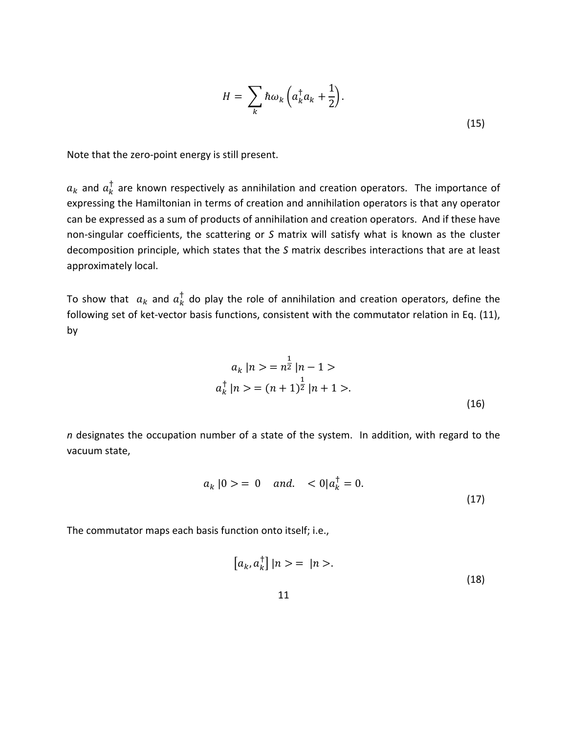$$H = \sum_{k} \hbar\omega_k \left(a_k^\dagger a_k + \frac{1}{2}\right). \tag{15}$$

Note that the zero-point energy is still present.

$a_k$ and $a_k^\dagger$ are known respectively as annihilation and creation operators. The importance of expressing the Hamiltonian in terms of creation and annihilation operators is that any operator can be expressed as a sum of products of annihilation and creation operators. And if these have non-singular coefficients, the scattering or *S* matrix will satisfy what is known as the cluster decomposition principle, which states that the *S* matrix describes interactions that are at least approximately local.

To show that $a_k$ and $a_k^\dagger$ do play the role of annihilation and creation operators, define the following set of ket-vector basis functions, consistent with the commutator relation in Eq. (11), by

$$\begin{aligned} a_k\,|n> &= n^{\frac{1}{2}}\,|n-1> \\ a_k^\dagger\,|n> &= (n+1)^{\frac{1}{2}}\,|n+1>. \end{aligned} \tag{16}$$

*n* designates the occupation number of a state of the system. In addition, with regard to the vacuum state,

$$a_k\,|0> = 0 \quad and. \quad <0|a_k^\dagger = 0. \tag{17}$$

The commutator maps each basis function onto itself; i.e.,

$$\left[a_k, a_k^\dagger\right]|n> = |n>. \tag{18}$$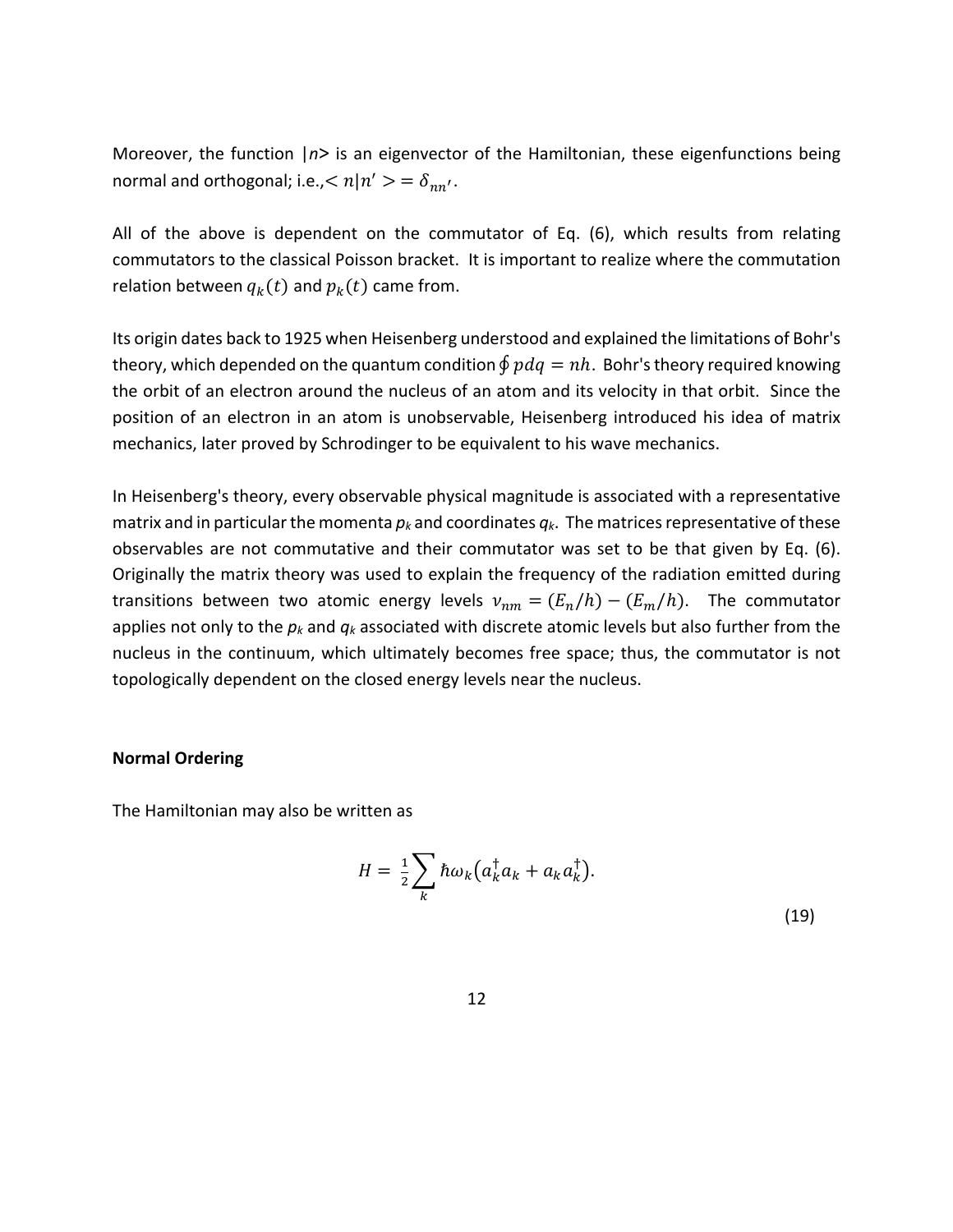Moreover, the function $|n>$ is an eigenvector of the Hamiltonian, these eigenfunctions being normal and orthogonal; i.e., $< n|n' > = \delta_{nn'}$.

All of the above is dependent on the commutator of Eq. (6), which results from relating commutators to the classical Poisson bracket. It is important to realize where the commutation relation between $q_k(t)$ and $p_k(t)$ came from.

Its origin dates back to 1925 when Heisenberg understood and explained the limitations of Bohr's theory, which depended on the quantum condition $\oint pdq = nh$. Bohr's theory required knowing the orbit of an electron around the nucleus of an atom and its velocity in that orbit. Since the position of an electron in an atom is unobservable, Heisenberg introduced his idea of matrix mechanics, later proved by Schrodinger to be equivalent to his wave mechanics.

In Heisenberg's theory, every observable physical magnitude is associated with a representative matrix and in particular the momenta $p_k$ and coordinates $q_k$. The matrices representative of these observables are not commutative and their commutator was set to be that given by Eq. (6). Originally the matrix theory was used to explain the frequency of the radiation emitted during transitions between two atomic energy levels $\nu_{nm} = (E_n/h) - (E_m/h)$. The commutator applies not only to the $p_k$ and $q_k$ associated with discrete atomic levels but also further from the nucleus in the continuum, which ultimately becomes free space; thus, the commutator is not topologically dependent on the closed energy levels near the nucleus.

**Normal Ordering**

The Hamiltonian may also be written as

$$H = \tfrac{1}{2}\sum_k \hbar\omega_k \left(a_k^\dagger a_k + a_k a_k^\dagger\right). \tag{19}$$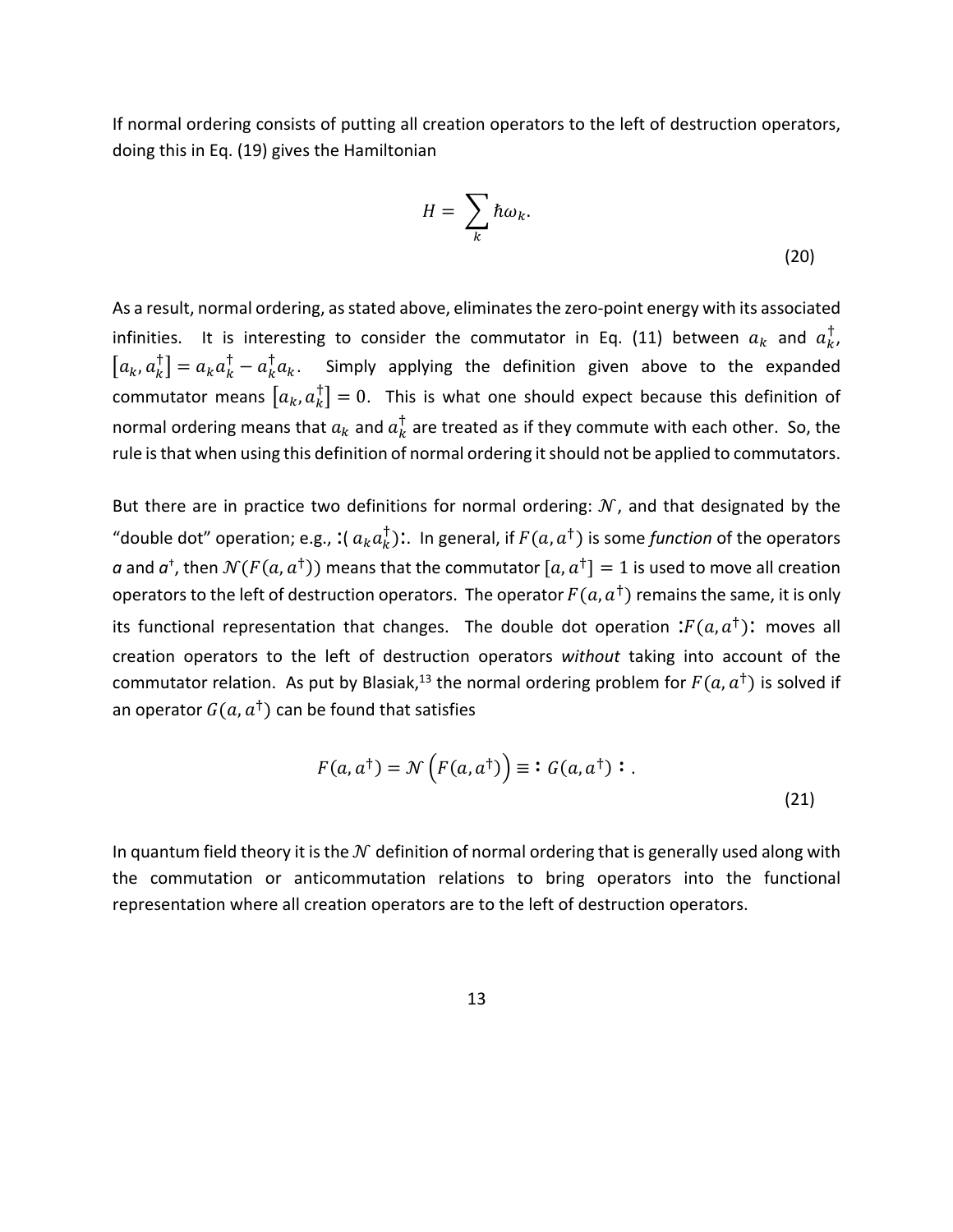If normal ordering consists of putting all creation operators to the left of destruction operators, doing this in Eq. (19) gives the Hamiltonian

$$H = \sum_k \hbar\omega_k. \tag{20}$$

As a result, normal ordering, as stated above, eliminates the zero-point energy with its associated infinities. It is interesting to consider the commutator in Eq. (11) between $a_k$ and $a_k^\dagger$, $[a_k, a_k^\dagger] = a_k a_k^\dagger - a_k^\dagger a_k$. Simply applying the definition given above to the expanded commutator means $[a_k, a_k^\dagger] = 0$. This is what one should expect because this definition of normal ordering means that $a_k$ and $a_k^\dagger$ are treated as if they commute with each other. So, the rule is that when using this definition of normal ordering it should not be applied to commutators.

But there are in practice two definitions for normal ordering: $\mathcal{N}$, and that designated by the "double dot" operation; e.g., $:(a_k a_k^\dagger):$. In general, if $F(a, a^\dagger)$ is some *function* of the operators *a* and $a^\dagger$, then $\mathcal{N}(F(a, a^\dagger))$ means that the commutator $[a, a^\dagger] = 1$ is used to move all creation operators to the left of destruction operators. The operator $F(a, a^\dagger)$ remains the same, it is only its functional representation that changes. The double dot operation $:F(a, a^\dagger):$ moves all creation operators to the left of destruction operators *without* taking into account of the commutator relation. As put by Blasiak,[13] the normal ordering problem for $F(a, a^\dagger)$ is solved if an operator $G(a, a^\dagger)$ can be found that satisfies

$$F(a, a^\dagger) = \mathcal{N}\left(F(a, a^\dagger)\right) \equiv \,:G(a, a^\dagger):. \tag{21}$$

In quantum field theory it is the $\mathcal{N}$ definition of normal ordering that is generally used along with the commutation or anticommutation relations to bring operators into the functional representation where all creation operators are to the left of destruction operators.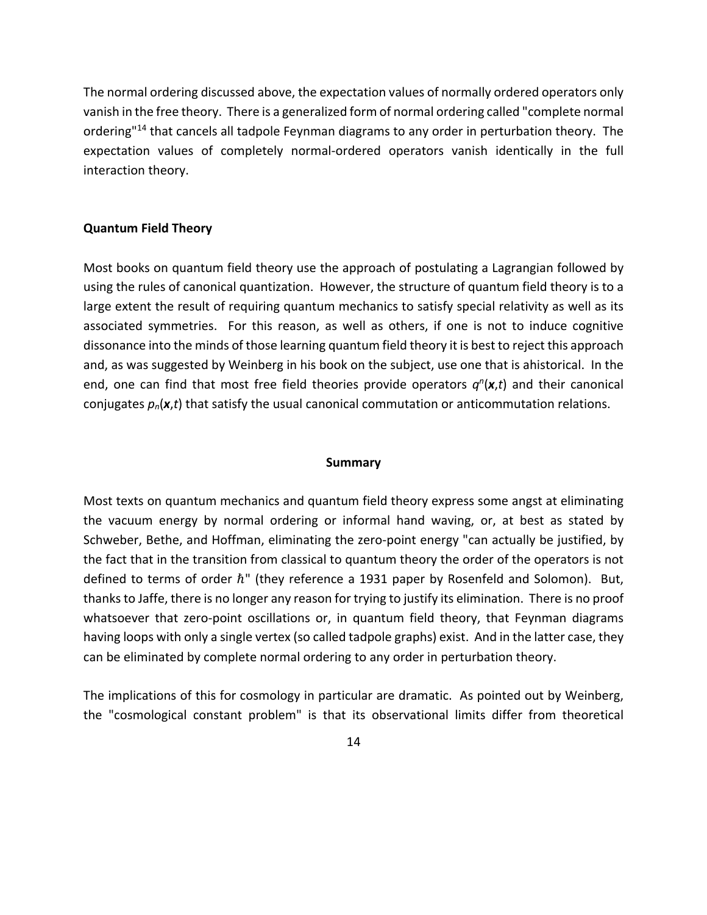The normal ordering discussed above, the expectation values of normally ordered operators only vanish in the free theory. There is a generalized form of normal ordering called "complete normal ordering"[14] that cancels all tadpole Feynman diagrams to any order in perturbation theory. The expectation values of completely normal-ordered operators vanish identically in the full interaction theory.

**Quantum Field Theory**

Most books on quantum field theory use the approach of postulating a Lagrangian followed by using the rules of canonical quantization. However, the structure of quantum field theory is to a large extent the result of requiring quantum mechanics to satisfy special relativity as well as its associated symmetries. For this reason, as well as others, if one is not to induce cognitive dissonance into the minds of those learning quantum field theory it is best to reject this approach and, as was suggested by Weinberg in his book on the subject, use one that is ahistorical. In the end, one can find that most free field theories provide operators $q^n(\boldsymbol{x},t)$ and their canonical conjugates $p_n(\boldsymbol{x},t)$ that satisfy the usual canonical commutation or anticommutation relations.

**Summary**

Most texts on quantum mechanics and quantum field theory express some angst at eliminating the vacuum energy by normal ordering or informal hand waving, or, at best as stated by Schweber, Bethe, and Hoffman, eliminating the zero-point energy "can actually be justified, by the fact that in the transition from classical to quantum theory the order of the operators is not defined to terms of order $\hbar$" (they reference a 1931 paper by Rosenfeld and Solomon). But, thanks to Jaffe, there is no longer any reason for trying to justify its elimination. There is no proof whatsoever that zero-point oscillations or, in quantum field theory, that Feynman diagrams having loops with only a single vertex (so called tadpole graphs) exist. And in the latter case, they can be eliminated by complete normal ordering to any order in perturbation theory.

The implications of this for cosmology in particular are dramatic. As pointed out by Weinberg, the "cosmological constant problem" is that its observational limits differ from theoretical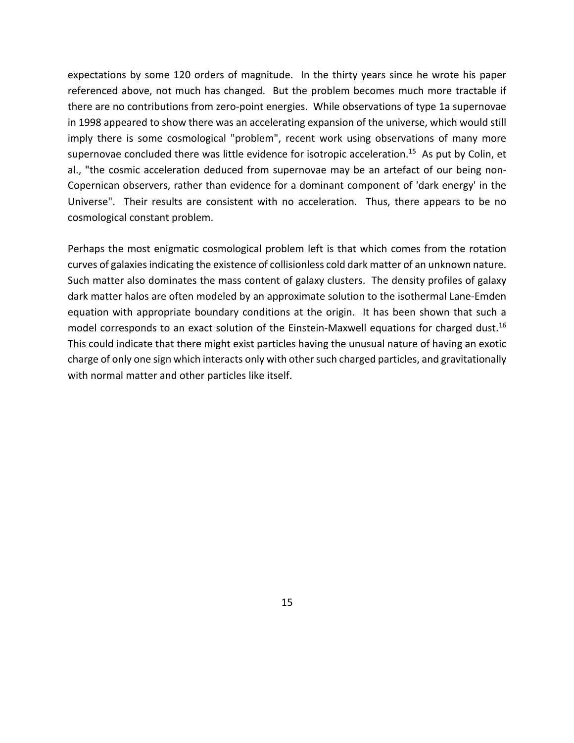expectations by some 120 orders of magnitude. In the thirty years since he wrote his paper referenced above, not much has changed. But the problem becomes much more tractable if there are no contributions from zero-point energies. While observations of type 1a supernovae in 1998 appeared to show there was an accelerating expansion of the universe, which would still imply there is some cosmological "problem", recent work using observations of many more supernovae concluded there was little evidence for isotropic acceleration.[15] As put by Colin, et al., "the cosmic acceleration deduced from supernovae may be an artefact of our being non-Copernican observers, rather than evidence for a dominant component of 'dark energy' in the Universe". Their results are consistent with no acceleration. Thus, there appears to be no cosmological constant problem.

Perhaps the most enigmatic cosmological problem left is that which comes from the rotation curves of galaxies indicating the existence of collisionless cold dark matter of an unknown nature. Such matter also dominates the mass content of galaxy clusters. The density profiles of galaxy dark matter halos are often modeled by an approximate solution to the isothermal Lane-Emden equation with appropriate boundary conditions at the origin. It has been shown that such a model corresponds to an exact solution of the Einstein-Maxwell equations for charged dust.[16] This could indicate that there might exist particles having the unusual nature of having an exotic charge of only one sign which interacts only with other such charged particles, and gravitationally with normal matter and other particles like itself.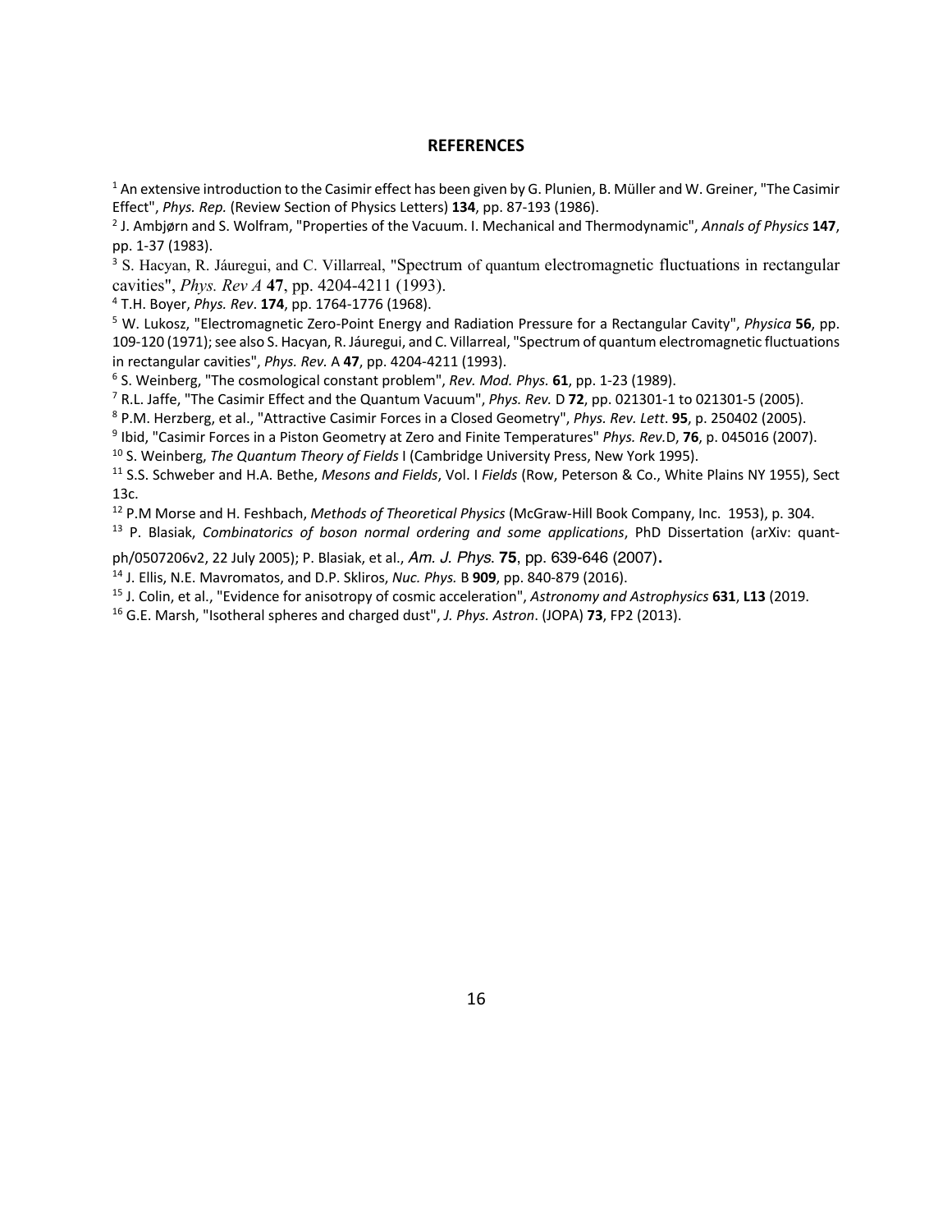## REFERENCES

[1] An extensive introduction to the Casimir effect has been given by G. Plunien, B. Müller and W. Greiner, "The Casimir Effect", *Phys. Rep.* (Review Section of Physics Letters) **134**, pp. 87-193 (1986).

[2] J. Ambjørn and S. Wolfram, "Properties of the Vacuum. I. Mechanical and Thermodynamic", *Annals of Physics* **147**, pp. 1-37 (1983).

[3] S. Hacyan, R. Jáuregui, and C. Villarreal, "Spectrum of quantum electromagnetic fluctuations in rectangular cavities", *Phys. Rev A* **47**, pp. 4204-4211 (1993).

[4] T.H. Boyer, *Phys. Rev*. **174**, pp. 1764-1776 (1968).

[5] W. Lukosz, "Electromagnetic Zero-Point Energy and Radiation Pressure for a Rectangular Cavity", *Physica* **56**, pp. 109-120 (1971); see also S. Hacyan, R. Jáuregui, and C. Villarreal, "Spectrum of quantum electromagnetic fluctuations in rectangular cavities", *Phys. Rev.* A **47**, pp. 4204-4211 (1993).

[6] S. Weinberg, "The cosmological constant problem", *Rev. Mod. Phys.* **61**, pp. 1-23 (1989).

[7] R.L. Jaffe, "The Casimir Effect and the Quantum Vacuum", *Phys. Rev.* D **72**, pp. 021301-1 to 021301-5 (2005).

[8] P.M. Herzberg, et al., "Attractive Casimir Forces in a Closed Geometry", *Phys. Rev. Lett*. **95**, p. 250402 (2005).

[9] Ibid, "Casimir Forces in a Piston Geometry at Zero and Finite Temperatures" *Phys. Rev.*D, **76**, p. 045016 (2007).

[10] S. Weinberg, *The Quantum Theory of Fields* I (Cambridge University Press, New York 1995).

[11] S.S. Schweber and H.A. Bethe, *Mesons and Fields*, Vol. I *Fields* (Row, Peterson & Co., White Plains NY 1955), Sect 13c.

[12] P.M Morse and H. Feshbach, *Methods of Theoretical Physics* (McGraw-Hill Book Company, Inc. 1953), p. 304.

[13] P. Blasiak, *Combinatorics of boson normal ordering and some applications*, PhD Dissertation (arXiv: quant-ph/0507206v2, 22 July 2005); P. Blasiak, et al., *Am. J. Phys.* **75**, pp. 639-646 (2007).

[14] J. Ellis, N.E. Mavromatos, and D.P. Skliros, *Nuc. Phys.* B **909**, pp. 840-879 (2016).

[15] J. Colin, et al., "Evidence for anisotropy of cosmic acceleration", *Astronomy and Astrophysics* **631**, **L13** (2019.

[16] G.E. Marsh, "Isotheral spheres and charged dust", *J. Phys. Astron*. (JOPA) **73**, FP2 (2013).